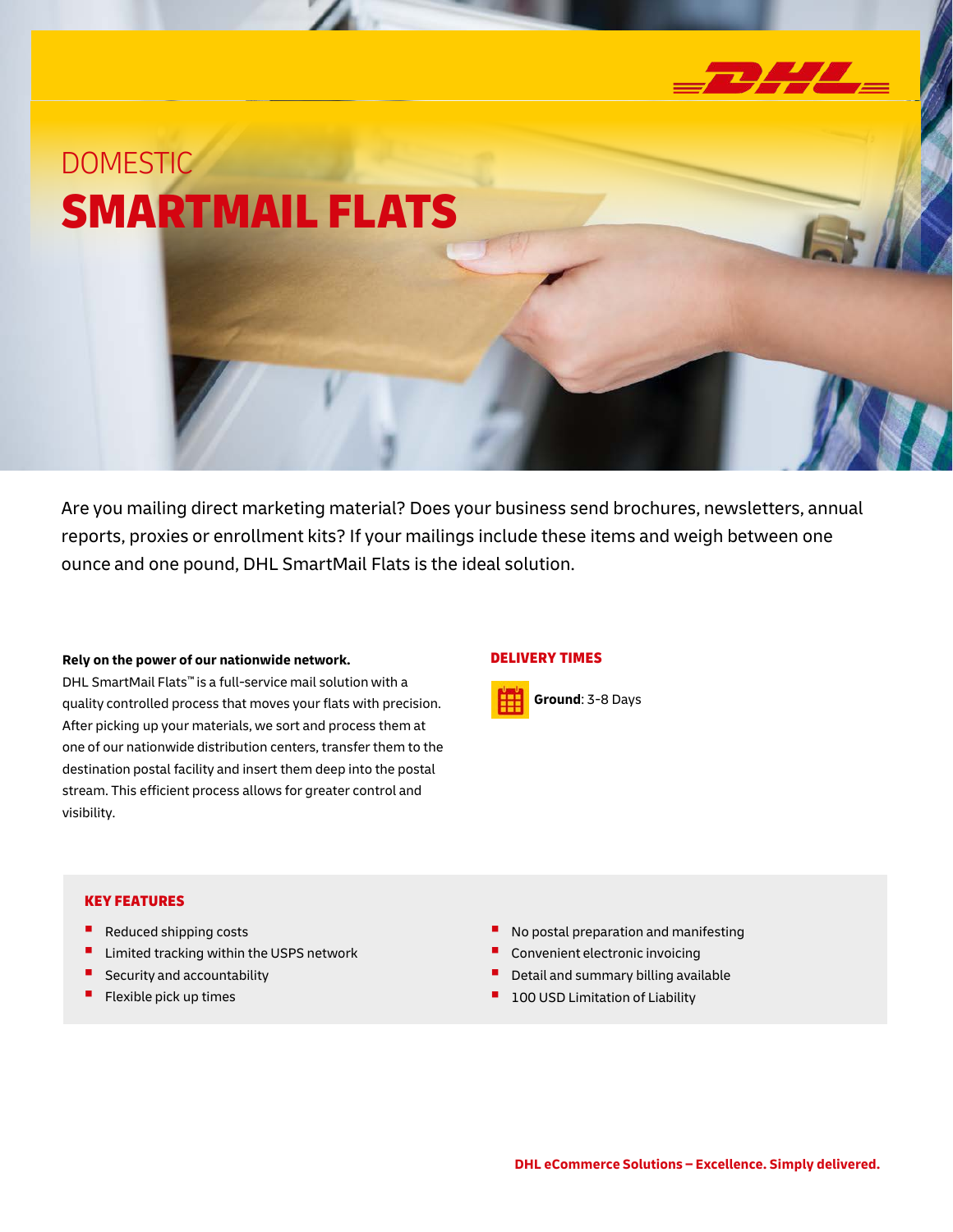# DOMESTIC
# SMARTMAIL FLATS

Are you mailing direct marketing material? Does your business send brochures, newsletters, annual reports, proxies or enrollment kits? If your mailings include these items and weigh between one ounce and one pound, DHL SmartMail Flats is the ideal solution.

**Rely on the power of our nationwide network.**

DHL SmartMail Flats™ is a full-service mail solution with a quality controlled process that moves your flats with precision. After picking up your materials, we sort and process them at one of our nationwide distribution centers, transfer them to the destination postal facility and insert them deep into the postal stream. This efficient process allows for greater control and visibility.

## DELIVERY TIMES

**Ground**: 3-8 Days

## KEY FEATURES

- Reduced shipping costs
- Limited tracking within the USPS network
- Security and accountability
- Flexible pick up times
- No postal preparation and manifesting
- Convenient electronic invoicing
- Detail and summary billing available
- 100 USD Limitation of Liability

**DHL eCommerce Solutions – Excellence. Simply delivered.**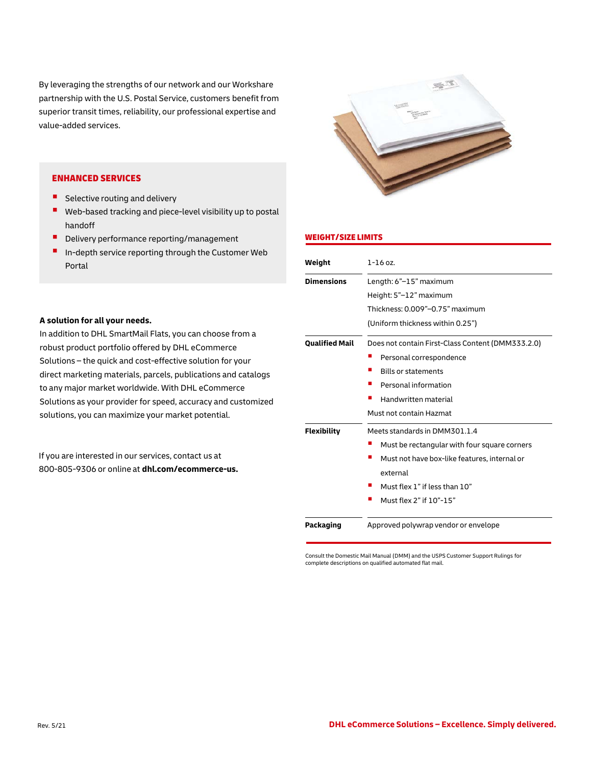By leveraging the strengths of our network and our Workshare partnership with the U.S. Postal Service, customers benefit from superior transit times, reliability, our professional expertise and value-added services.

## ENHANCED SERVICES

- Selective routing and delivery
- Web-based tracking and piece-level visibility up to postal handoff
- Delivery performance reporting/management
- In-depth service reporting through the Customer Web Portal

**A solution for all your needs.**
In addition to DHL SmartMail Flats, you can choose from a robust product portfolio offered by DHL eCommerce Solutions – the quick and cost-effective solution for your direct marketing materials, parcels, publications and catalogs to any major market worldwide. With DHL eCommerce Solutions as your provider for speed, accuracy and customized solutions, you can maximize your market potential.

If you are interested in our services, contact us at 800-805-9306 or online at **dhl.com/ecommerce-us.**

## WEIGHT/SIZE LIMITS

| | |
|---|---|
| **Weight** | 1-16 oz. |
| **Dimensions** | Length: 6"–15" maximum<br>Height: 5"–12" maximum<br>Thickness: 0.009"–0.75" maximum<br>(Uniform thickness within 0.25") |
| **Qualified Mail** | Does not contain First-Class Content (DMM333.2.0)<br>▪ Personal correspondence<br>▪ Bills or statements<br>▪ Personal information<br>▪ Handwritten material<br>Must not contain Hazmat |
| **Flexibility** | Meets standards in DMM301.1.4<br>▪ Must be rectangular with four square corners<br>▪ Must not have box-like features, internal or external<br>▪ Must flex 1" if less than 10"<br>▪ Must flex 2" if 10"-15" |
| **Packaging** | Approved polywrap vendor or envelope |

Consult the Domestic Mail Manual (DMM) and the USPS Customer Support Rulings for complete descriptions on qualified automated flat mail.

Rev. 5/21

**DHL eCommerce Solutions – Excellence. Simply delivered.**